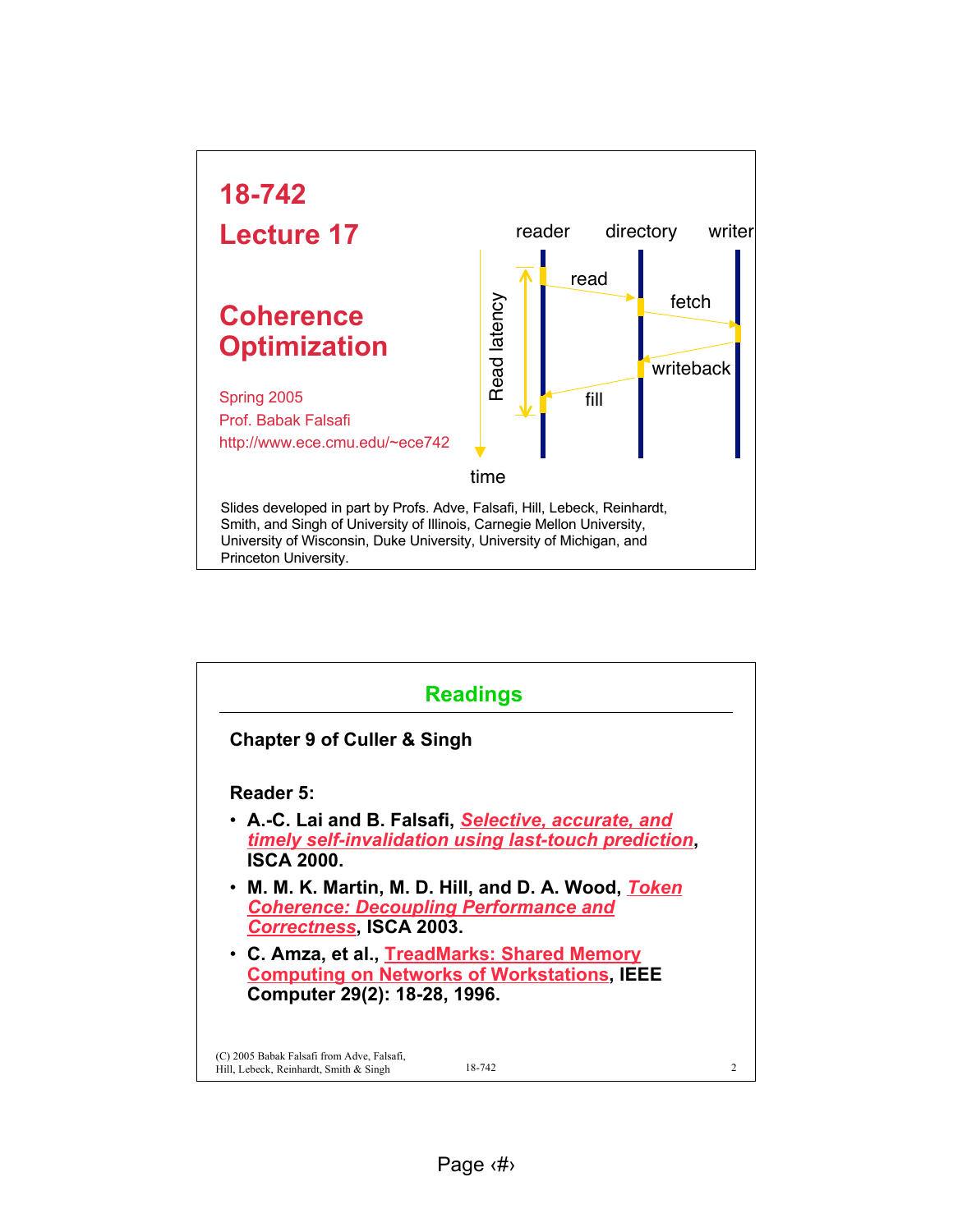# 18-742

# Lecture 17

## Coherence Optimization

Spring 2005

Prof. Babak Falsafi

http://www.ece.cmu.edu/~ece742

reader directory writer

read

fetch

writeback

fill

Read latency

time

Slides developed in part by Profs. Adve, Falsafi, Hill, Lebeck, Reinhardt, Smith, and Singh of University of Illinois, Carnegie Mellon University, University of Wisconsin, Duke University, University of Michigan, and Princeton University.

## Readings

**Chapter 9 of Culler & Singh**

**Reader 5:**

- **A.-C. Lai and B. Falsafi, *Selective, accurate, and timely self-invalidation using last-touch prediction*, ISCA 2000.**
- **M. M. K. Martin, M. D. Hill, and D. A. Wood, *Token Coherence: Decoupling Performance and Correctness*, ISCA 2003.**
- **C. Amza, et al., TreadMarks: Shared Memory Computing on Networks of Workstations, IEEE Computer 29(2): 18-28, 1996.**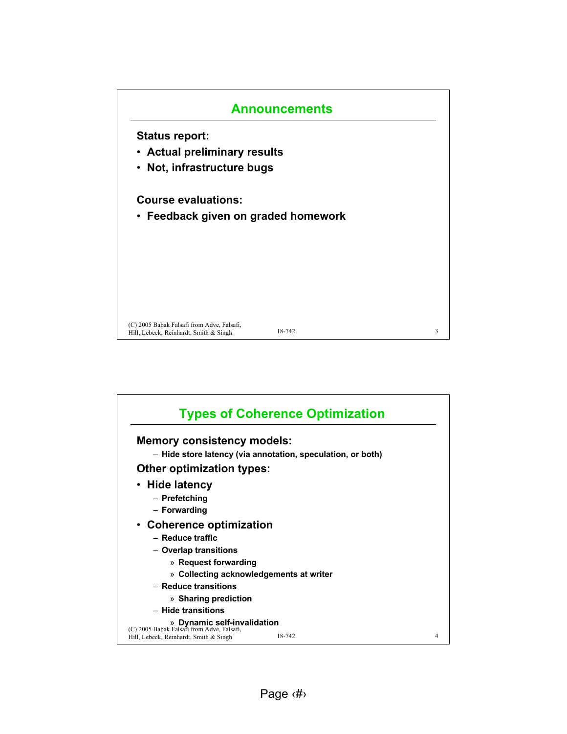## Announcements

**Status report:**

- **Actual preliminary results**
- **Not, infrastructure bugs**

**Course evaluations:**

- **Feedback given on graded homework**

## Types of Coherence Optimization

**Memory consistency models:**

- Hide store latency (via annotation, speculation, or both)

**Other optimization types:**

- **Hide latency**
  - Prefetching
  - Forwarding
- **Coherence optimization**
  - Reduce traffic
  - Overlap transitions
    - Request forwarding
    - Collecting acknowledgements at writer
  - Reduce transitions
    - Sharing prediction
  - Hide transitions
    - Dynamic self-invalidation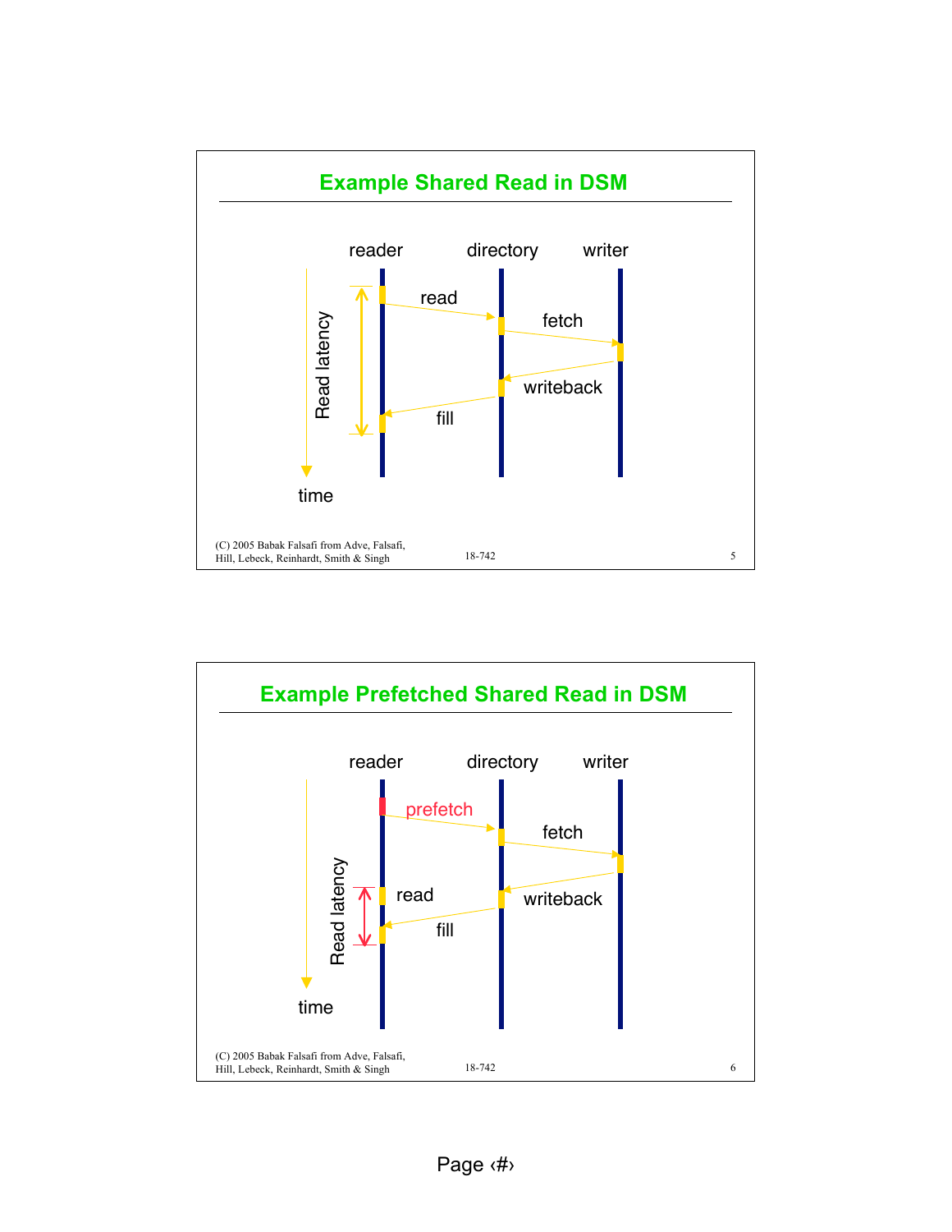## Example Shared Read in DSM

reader — directory — writer

- read
- fetch
- writeback
- fill

Read latency

time

(C) 2005 Babak Falsafi from Adve, Falsafi, Hill, Lebeck, Reinhardt, Smith & Singh

18-742

## Example Prefetched Shared Read in DSM

reader — directory — writer

- prefetch
- fetch
- read
- writeback
- fill

Read latency

time

(C) 2005 Babak Falsafi from Adve, Falsafi, Hill, Lebeck, Reinhardt, Smith & Singh

18-742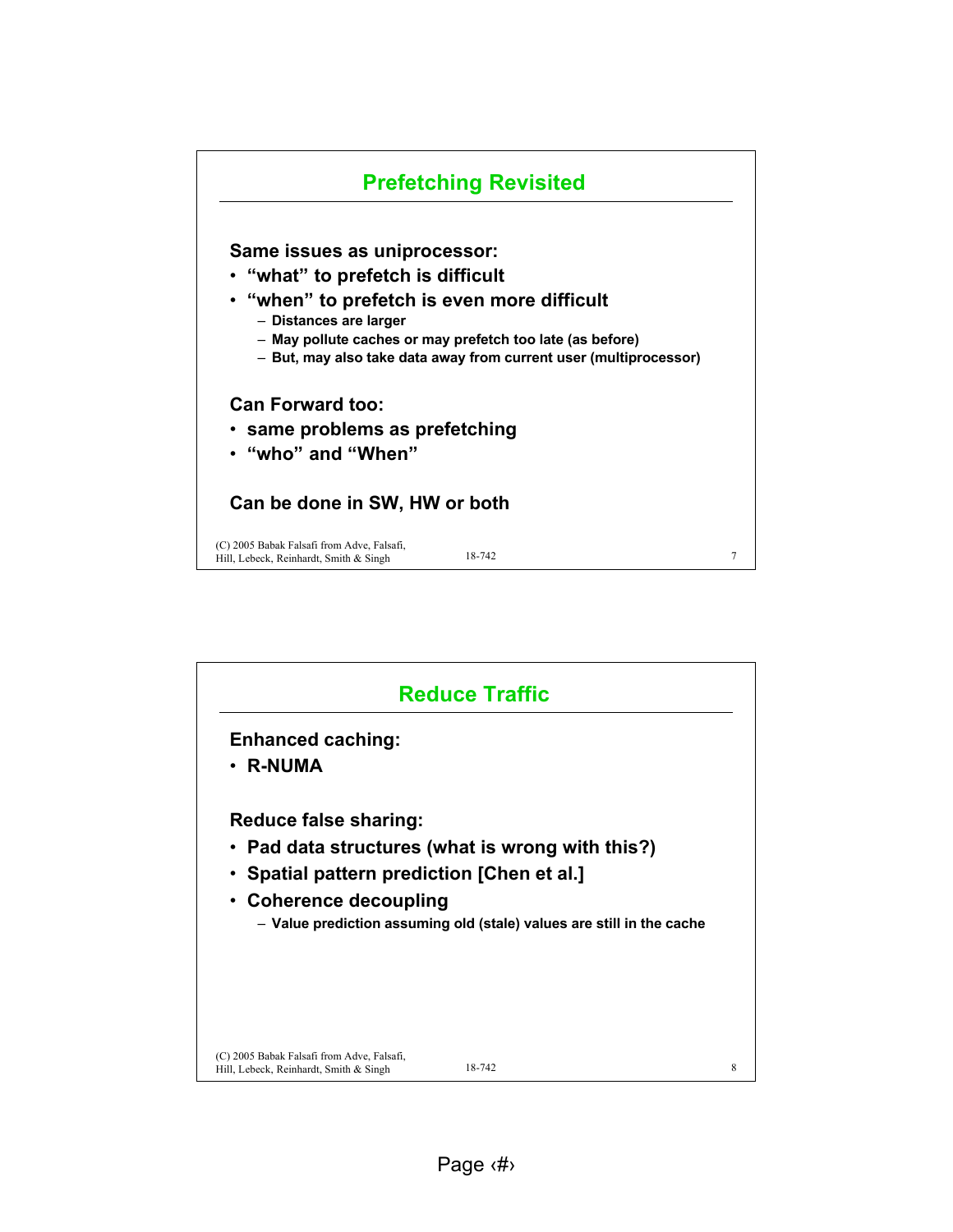## Prefetching Revisited

**Same issues as uniprocessor:**

- **"what" to prefetch is difficult**
- **"when" to prefetch is even more difficult**
  - **Distances are larger**
  - **May pollute caches or may prefetch too late (as before)**
  - **But, may also take data away from current user (multiprocessor)**

**Can Forward too:**

- **same problems as prefetching**
- **"who" and "When"**

**Can be done in SW, HW or both**

## Reduce Traffic

**Enhanced caching:**

- **R-NUMA**

**Reduce false sharing:**

- **Pad data structures (what is wrong with this?)**
- **Spatial pattern prediction [Chen et al.]**
- **Coherence decoupling**
  - **Value prediction assuming old (stale) values are still in the cache**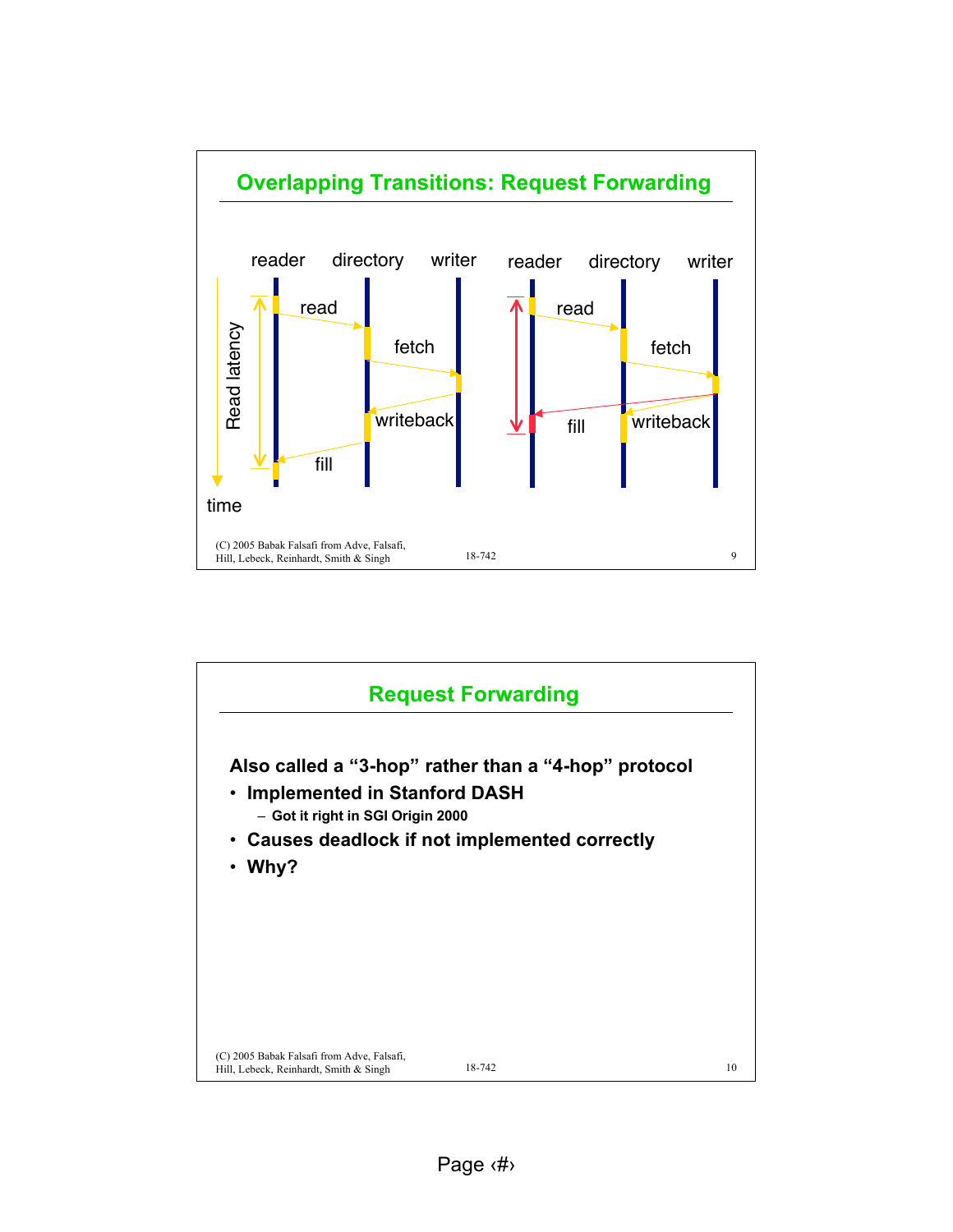## Overlapping Transitions: Request Forwarding

reader directory writer reader directory writer

read fetch writeback fill read fetch fill writeback

Read latency

time

(C) 2005 Babak Falsafi from Adve, Falsafi, Hill, Lebeck, Reinhardt, Smith & Singh

## Request Forwarding

**Also called a "3-hop" rather than a "4-hop" protocol**

- **Implemented in Stanford DASH**
  - **Got it right in SGI Origin 2000**
- **Causes deadlock if not implemented correctly**
- **Why?**

(C) 2005 Babak Falsafi from Adve, Falsafi, Hill, Lebeck, Reinhardt, Smith & Singh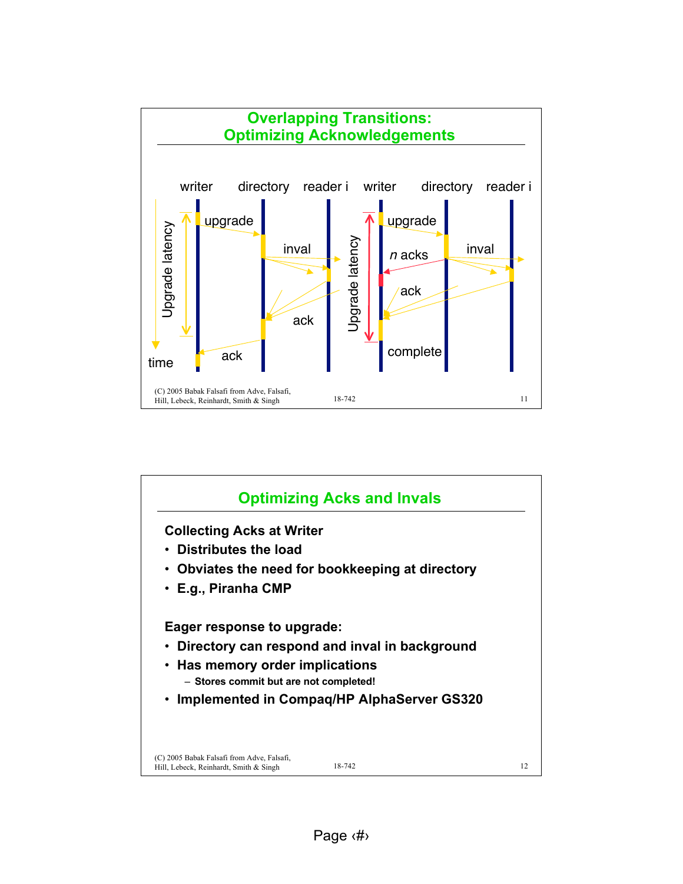## Overlapping Transitions: Optimizing Acknowledgements

writer directory reader i writer directory reader i

Upgrade latency — upgrade, inval, ack, ack — time

Upgrade latency — upgrade, *n* acks, inval, ack, complete

## Optimizing Acks and Invals

**Collecting Acks at Writer**

- **Distributes the load**
- **Obviates the need for bookkeeping at directory**
- **E.g., Piranha CMP**

**Eager response to upgrade:**

- **Directory can respond and inval in background**
- **Has memory order implications**
  - **Stores commit but are not completed!**
- **Implemented in Compaq/HP AlphaServer GS320**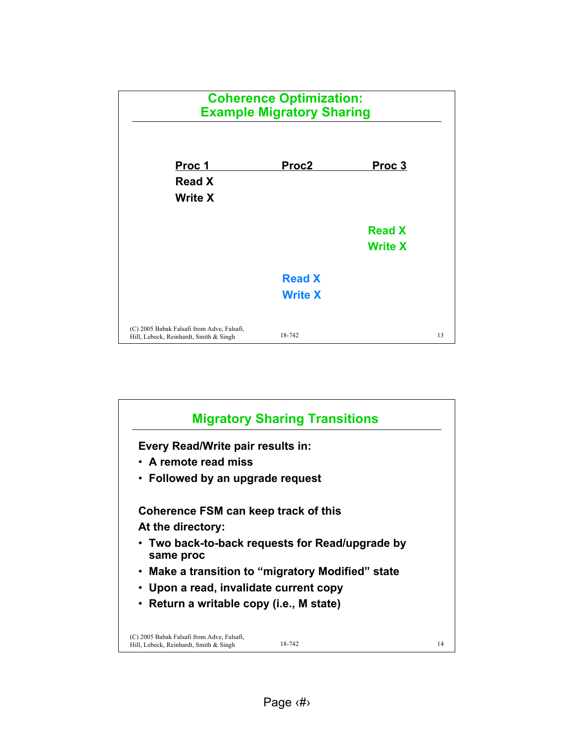## Coherence Optimization: Example Migratory Sharing

| Proc 1 | Proc2 | Proc 3 |
|---|---|---|
| Read X | | |
| Write X | | |
| | | Read X |
| | | Write X |
| | Read X | |
| | Write X | |

## Migratory Sharing Transitions

**Every Read/Write pair results in:**

- **A remote read miss**
- **Followed by an upgrade request**

**Coherence FSM can keep track of this**

**At the directory:**

- **Two back-to-back requests for Read/upgrade by same proc**
- **Make a transition to "migratory Modified" state**
- **Upon a read, invalidate current copy**
- **Return a writable copy (i.e., M state)**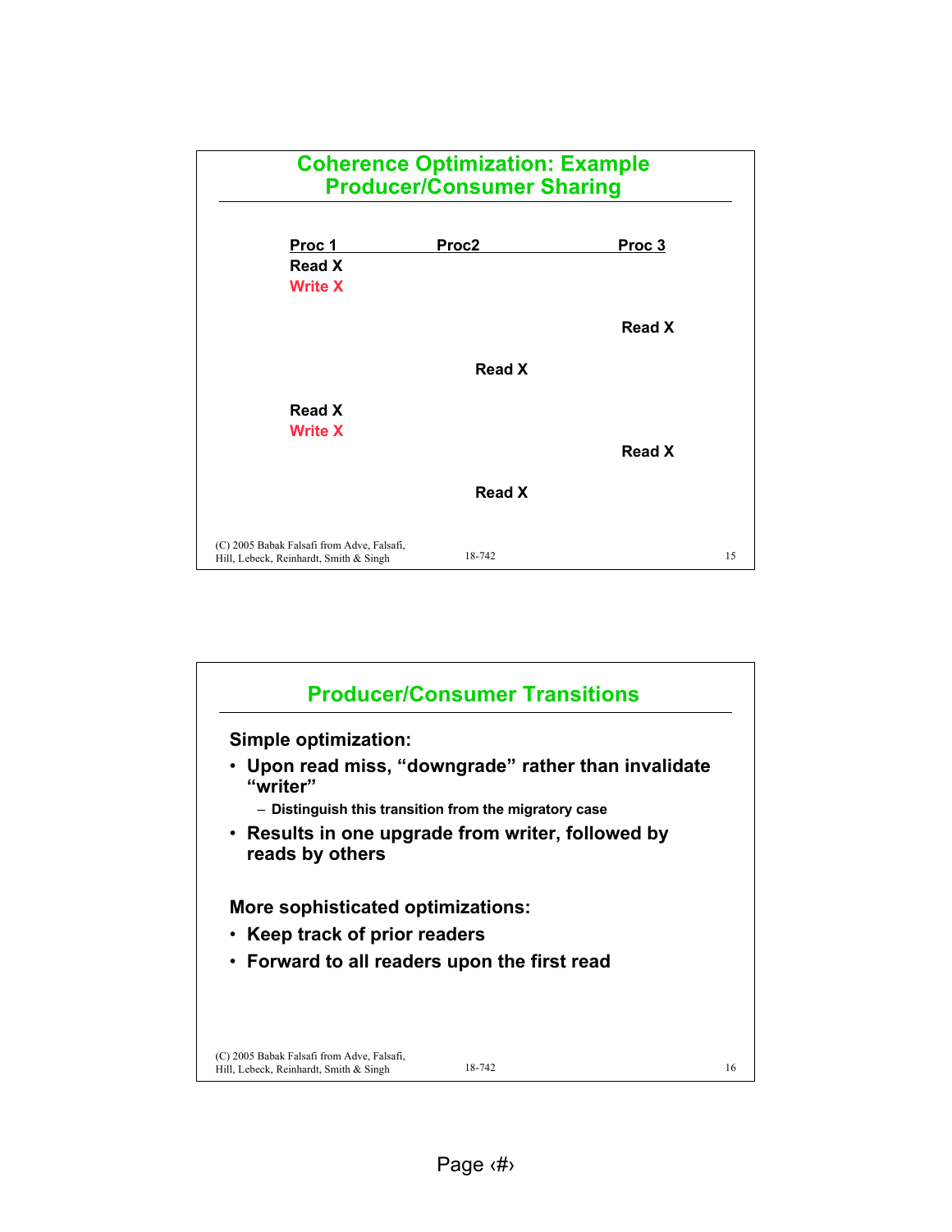## Coherence Optimization: Example Producer/Consumer Sharing

| Proc 1 | Proc2 | Proc 3 |
|---|---|---|
| Read X | | |
| Write X | | |
| | | Read X |
| | Read X | |
| Read X | | |
| Write X | | |
| | | Read X |
| | Read X | |

(C) 2005 Babak Falsafi from Adve, Falsafi, Hill, Lebeck, Reinhardt, Smith & Singh

## Producer/Consumer Transitions

**Simple optimization:**

- Upon read miss, "downgrade" rather than invalidate "writer"
  - Distinguish this transition from the migratory case
- Results in one upgrade from writer, followed by reads by others

**More sophisticated optimizations:**

- Keep track of prior readers
- Forward to all readers upon the first read

(C) 2005 Babak Falsafi from Adve, Falsafi, Hill, Lebeck, Reinhardt, Smith & Singh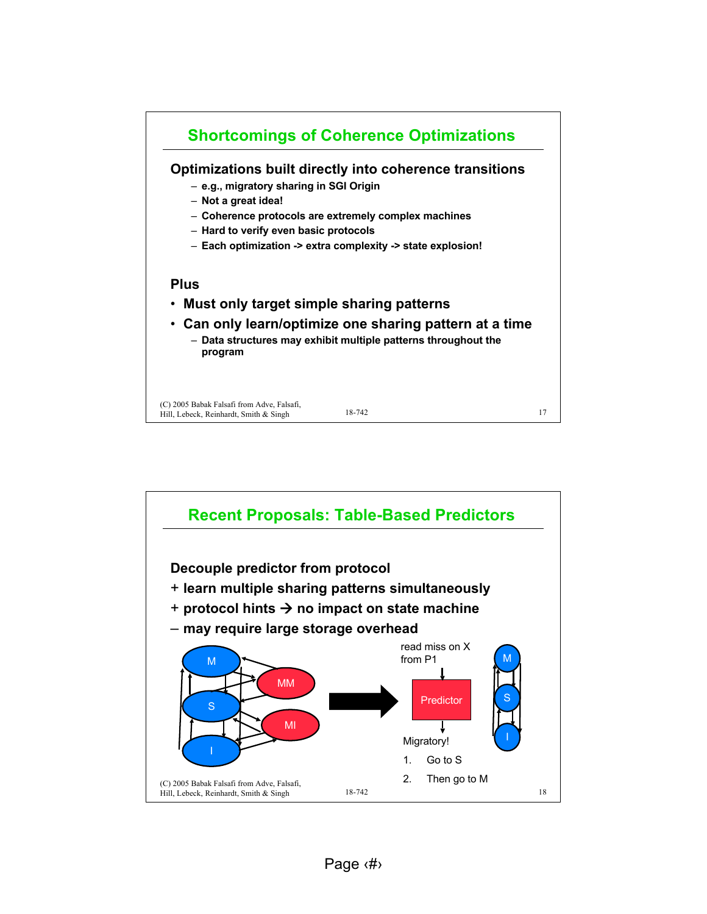## Shortcomings of Coherence Optimizations

**Optimizations built directly into coherence transitions**

- e.g., migratory sharing in SGI Origin
- Not a great idea!
- Coherence protocols are extremely complex machines
- Hard to verify even basic protocols
- Each optimization -> extra complexity -> state explosion!

**Plus**

- **Must only target simple sharing patterns**
- **Can only learn/optimize one sharing pattern at a time**
  - Data structures may exhibit multiple patterns throughout the program

(C) 2005 Babak Falsafi from Adve, Falsafi, Hill, Lebeck, Reinhardt, Smith & Singh

## Recent Proposals: Table-Based Predictors

**Decouple predictor from protocol**

**+ learn multiple sharing patterns simultaneously**

**+ protocol hints → no impact on state machine**

**– may require large storage overhead**

read miss on X from P1

Predictor

Migratory!

1. Go to S
2. Then go to M

(C) 2005 Babak Falsafi from Adve, Falsafi, Hill, Lebeck, Reinhardt, Smith & Singh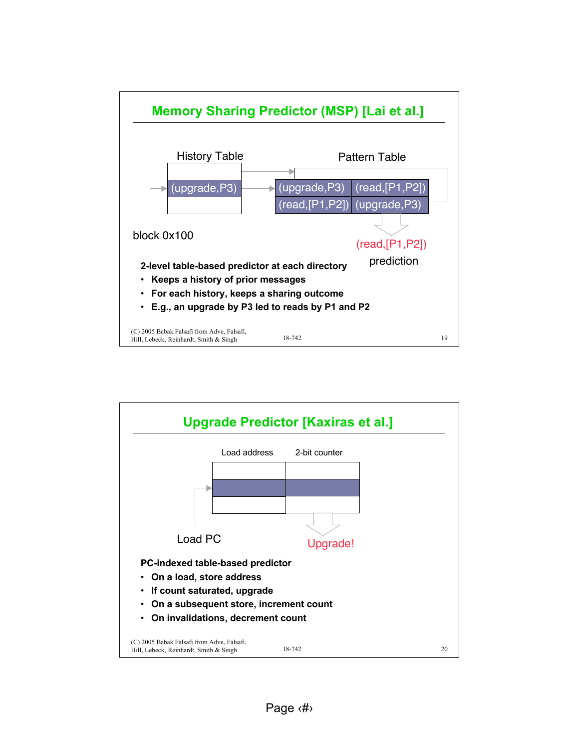## Memory Sharing Predictor (MSP) [Lai et al.]

History Table

Pattern Table

| | |
|---|---|
| (upgrade,P3) | (read,[P1,P2]) |
| (read,[P1,P2]) | (upgrade,P3) |

block 0x100

(read,[P1,P2]) prediction

**2-level table-based predictor at each directory**

- **Keeps a history of prior messages**
- **For each history, keeps a sharing outcome**
- **E.g., an upgrade by P3 led to reads by P1 and P2**

(C) 2005 Babak Falsafi from Adve, Falsafi, Hill, Lebeck, Reinhardt, Smith & Singh

## Upgrade Predictor [Kaxiras et al.]

Load address | 2-bit counter

Load PC

Upgrade!

**PC-indexed table-based predictor**

- **On a load, store address**
- **If count saturated, upgrade**
- **On a subsequent store, increment count**
- **On invalidations, decrement count**

(C) 2005 Babak Falsafi from Adve, Falsafi, Hill, Lebeck, Reinhardt, Smith & Singh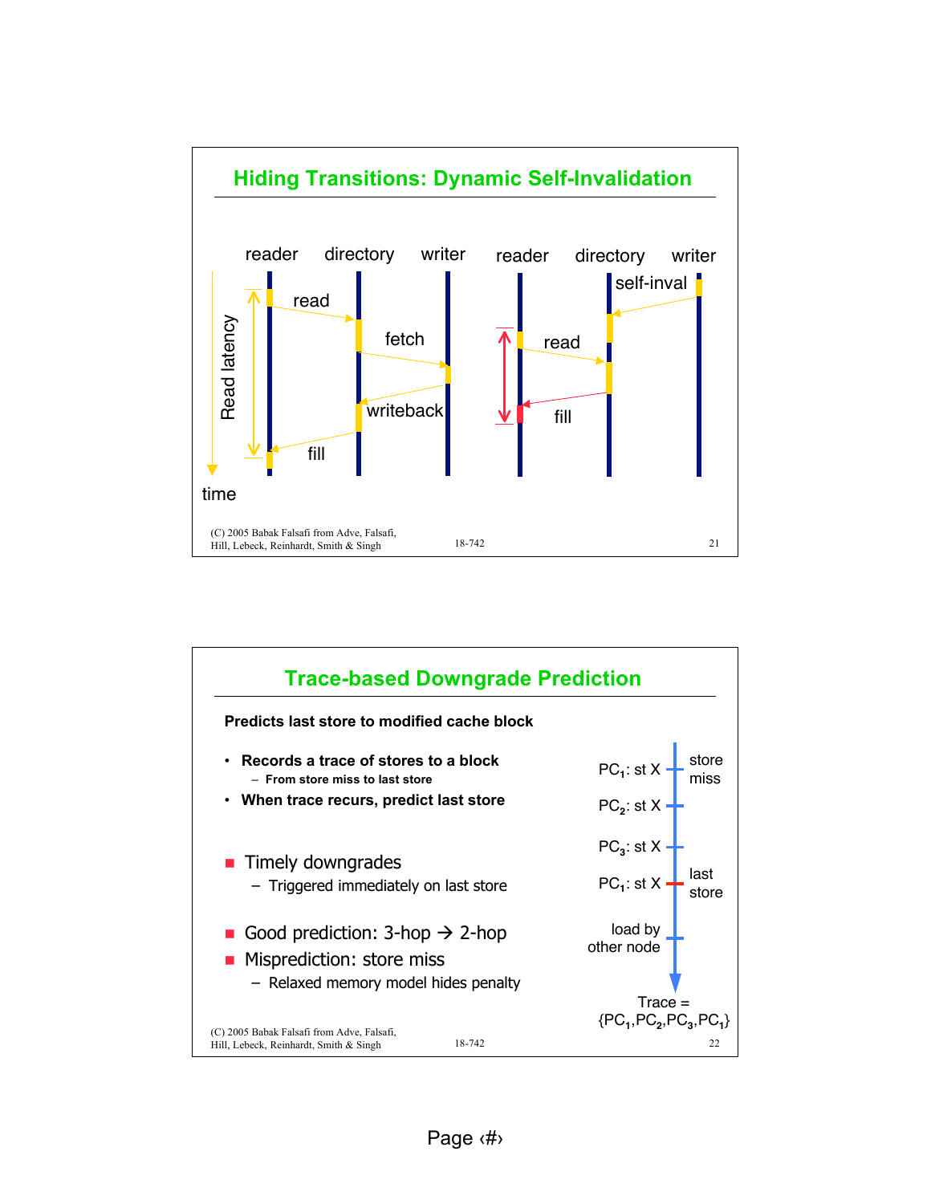## Hiding Transitions: Dynamic Self-Invalidation

reader | directory | writer

read → fetch → writeback → fill

Read latency

time

reader | directory | writer

self-inval

read → fill

## Trace-based Downgrade Prediction

**Predicts last store to modified cache block**

- **Records a trace of stores to a block**
  - **From store miss to last store**
- **When trace recurs, predict last store**

- Timely downgrades
  - Triggered immediately on last store
- Good prediction: 3-hop → 2-hop
- Misprediction: store miss
  - Relaxed memory model hides penalty

$PC_1$: st X — store miss

$PC_2$: st X

$PC_3$: st X

$PC_1$: st X — last store

load by other node

Trace = $\{PC_1, PC_2, PC_3, PC_1\}$

(C) 2005 Babak Falsafi from Adve, Falsafi, Hill, Lebeck, Reinhardt, Smith & Singh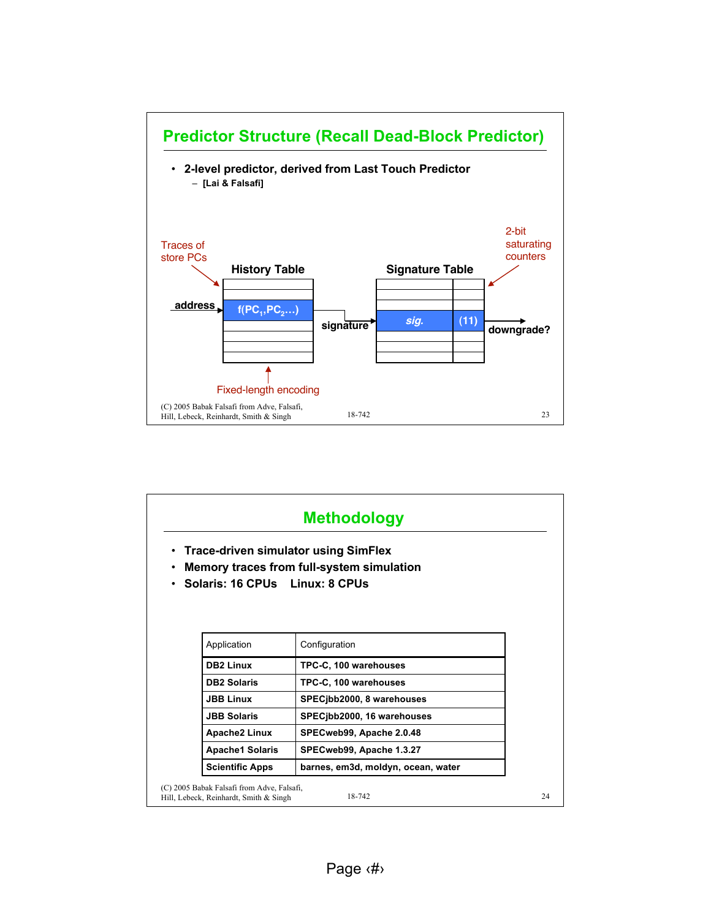## Predictor Structure (Recall Dead-Block Predictor)

- 2-level predictor, derived from Last Touch Predictor
  - [Lai & Falsafi]

Traces of store PCs

History Table

address → $f(PC_1, PC_2 \ldots)$ → signature

Signature Table

*sig.* (11) → downgrade?

2-bit saturating counters

Fixed-length encoding

## Methodology

- Trace-driven simulator using SimFlex
- Memory traces from full-system simulation
- Solaris: 16 CPUs Linux: 8 CPUs

| Application | Configuration |
|---|---|
| **DB2 Linux** | **TPC-C, 100 warehouses** |
| **DB2 Solaris** | **TPC-C, 100 warehouses** |
| **JBB Linux** | **SPECjbb2000, 8 warehouses** |
| **JBB Solaris** | **SPECjbb2000, 16 warehouses** |
| **Apache2 Linux** | **SPECweb99, Apache 2.0.48** |
| **Apache1 Solaris** | **SPECweb99, Apache 1.3.27** |
| **Scientific Apps** | **barnes, em3d, moldyn, ocean, water** |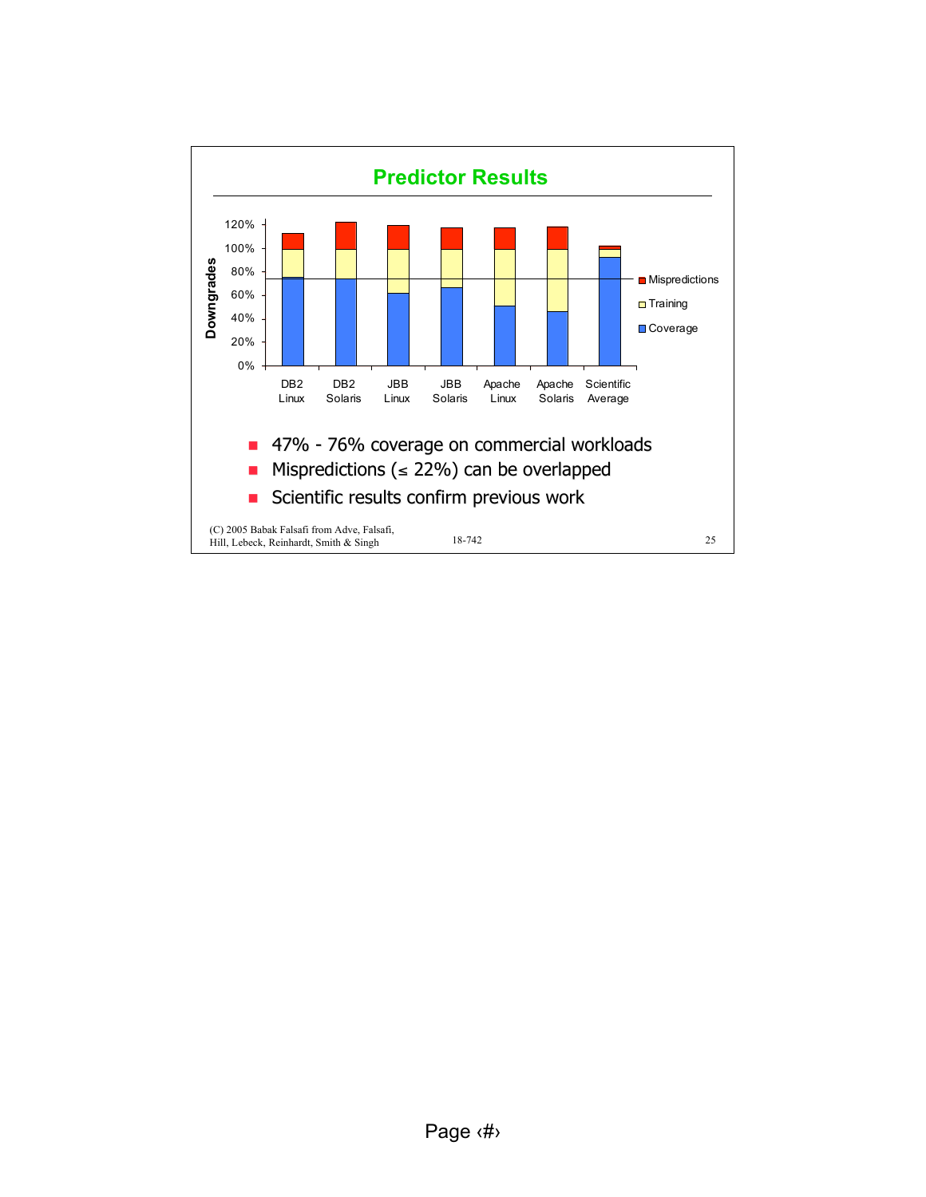# Predictor Results

Downgrades

120%
100%
80%
60%
40%
20%
0%

DB2 Linux
DB2 Solaris
JBB Linux
JBB Solaris
Apache Linux
Apache Solaris
Scientific Average

Mispredictions
Training
Coverage

- 47% - 76% coverage on commercial workloads
- Mispredictions (≤ 22%) can be overlapped
- Scientific results confirm previous work

(C) 2005 Babak Falsafi from Adve, Falsafi, Hill, Lebeck, Reinhardt, Smith & Singh

18-742